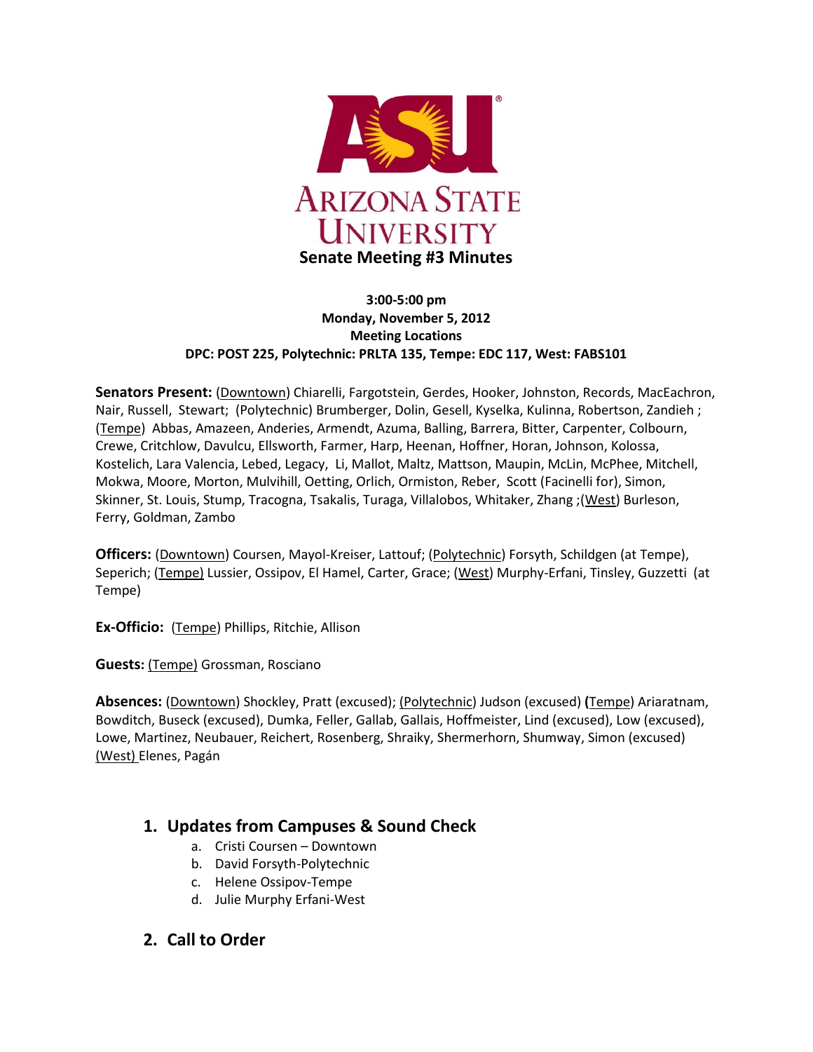# Senate Meeting #3 Minutes

**3:00-5:00 pm**
**Monday, November 5, 2012**
**Meeting Locations**
**DPC: POST 225, Polytechnic: PRLTA 135, Tempe: EDC 117, West: FABS101**

**Senators Present:** (Downtown) Chiarelli, Fargotstein, Gerdes, Hooker, Johnston, Records, MacEachron, Nair, Russell, Stewart; (Polytechnic) Brumberger, Dolin, Gesell, Kyselka, Kulinna, Robertson, Zandieh ; (Tempe) Abbas, Amazeen, Anderies, Armendt, Azuma, Balling, Barrera, Bitter, Carpenter, Colbourn, Crewe, Critchlow, Davulcu, Ellsworth, Farmer, Harp, Heenan, Hoffner, Horan, Johnson, Kolossa, Kostelich, Lara Valencia, Lebed, Legacy, Li, Mallot, Maltz, Mattson, Maupin, McLin, McPhee, Mitchell, Mokwa, Moore, Morton, Mulvihill, Oetting, Orlich, Ormiston, Reber, Scott (Facinelli for), Simon, Skinner, St. Louis, Stump, Tracogna, Tsakalis, Turaga, Villalobos, Whitaker, Zhang ;(West) Burleson, Ferry, Goldman, Zambo

**Officers:** (Downtown) Coursen, Mayol-Kreiser, Lattouf; (Polytechnic) Forsyth, Schildgen (at Tempe), Seperich; (Tempe) Lussier, Ossipov, El Hamel, Carter, Grace; (West) Murphy-Erfani, Tinsley, Guzzetti (at Tempe)

**Ex-Officio:** (Tempe) Phillips, Ritchie, Allison

**Guests:** (Tempe) Grossman, Rosciano

**Absences:** (Downtown) Shockley, Pratt (excused); (Polytechnic) Judson (excused) (Tempe) Ariaratnam, Bowditch, Buseck (excused), Dumka, Feller, Gallab, Gallais, Hoffmeister, Lind (excused), Low (excused), Lowe, Martinez, Neubauer, Reichert, Rosenberg, Shraiky, Shermerhorn, Shumway, Simon (excused) (West) Elenes, Pagán

## 1. Updates from Campuses & Sound Check

a. Cristi Coursen – Downtown
b. David Forsyth-Polytechnic
c. Helene Ossipov-Tempe
d. Julie Murphy Erfani-West

## 2. Call to Order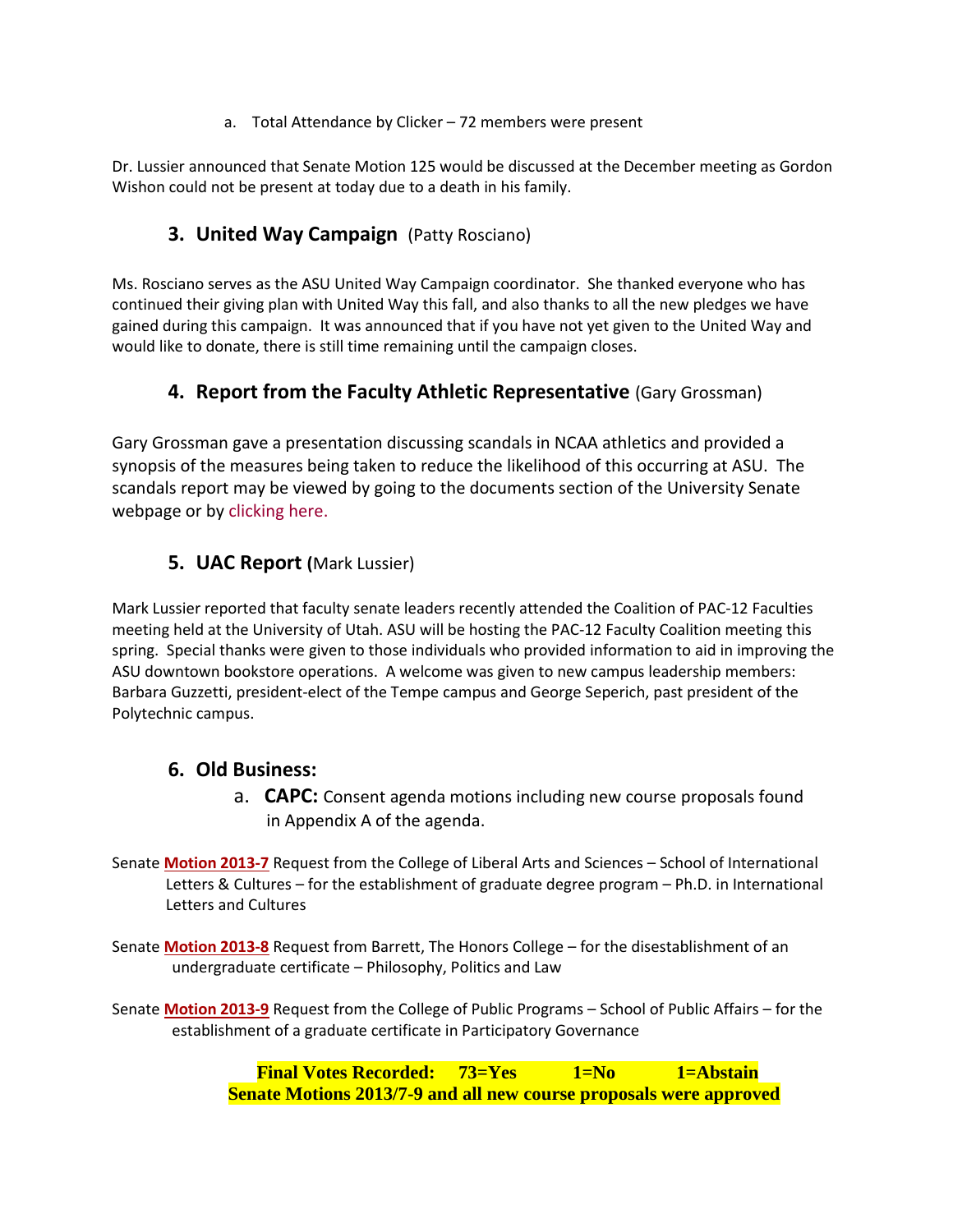a. Total Attendance by Clicker – 72 members were present

Dr. Lussier announced that Senate Motion 125 would be discussed at the December meeting as Gordon Wishon could not be present at today due to a death in his family.

## 3. United Way Campaign (Patty Rosciano)

Ms. Rosciano serves as the ASU United Way Campaign coordinator. She thanked everyone who has continued their giving plan with United Way this fall, and also thanks to all the new pledges we have gained during this campaign. It was announced that if you have not yet given to the United Way and would like to donate, there is still time remaining until the campaign closes.

## 4. Report from the Faculty Athletic Representative (Gary Grossman)

Gary Grossman gave a presentation discussing scandals in NCAA athletics and provided a synopsis of the measures being taken to reduce the likelihood of this occurring at ASU. The scandals report may be viewed by going to the documents section of the University Senate webpage or by clicking here.

## 5. UAC Report (Mark Lussier)

Mark Lussier reported that faculty senate leaders recently attended the Coalition of PAC-12 Faculties meeting held at the University of Utah. ASU will be hosting the PAC-12 Faculty Coalition meeting this spring. Special thanks were given to those individuals who provided information to aid in improving the ASU downtown bookstore operations. A welcome was given to new campus leadership members: Barbara Guzzetti, president-elect of the Tempe campus and George Seperich, past president of the Polytechnic campus.

## 6. Old Business:

a. **CAPC:** Consent agenda motions including new course proposals found in Appendix A of the agenda.

Senate **Motion 2013-7** Request from the College of Liberal Arts and Sciences – School of International Letters & Cultures – for the establishment of graduate degree program – Ph.D. in International Letters and Cultures

Senate **Motion 2013-8** Request from Barrett, The Honors College – for the disestablishment of an undergraduate certificate – Philosophy, Politics and Law

Senate **Motion 2013-9** Request from the College of Public Programs – School of Public Affairs – for the establishment of a graduate certificate in Participatory Governance

**Final Votes Recorded: 73=Yes 1=No 1=Abstain**
**Senate Motions 2013/7-9 and all new course proposals were approved**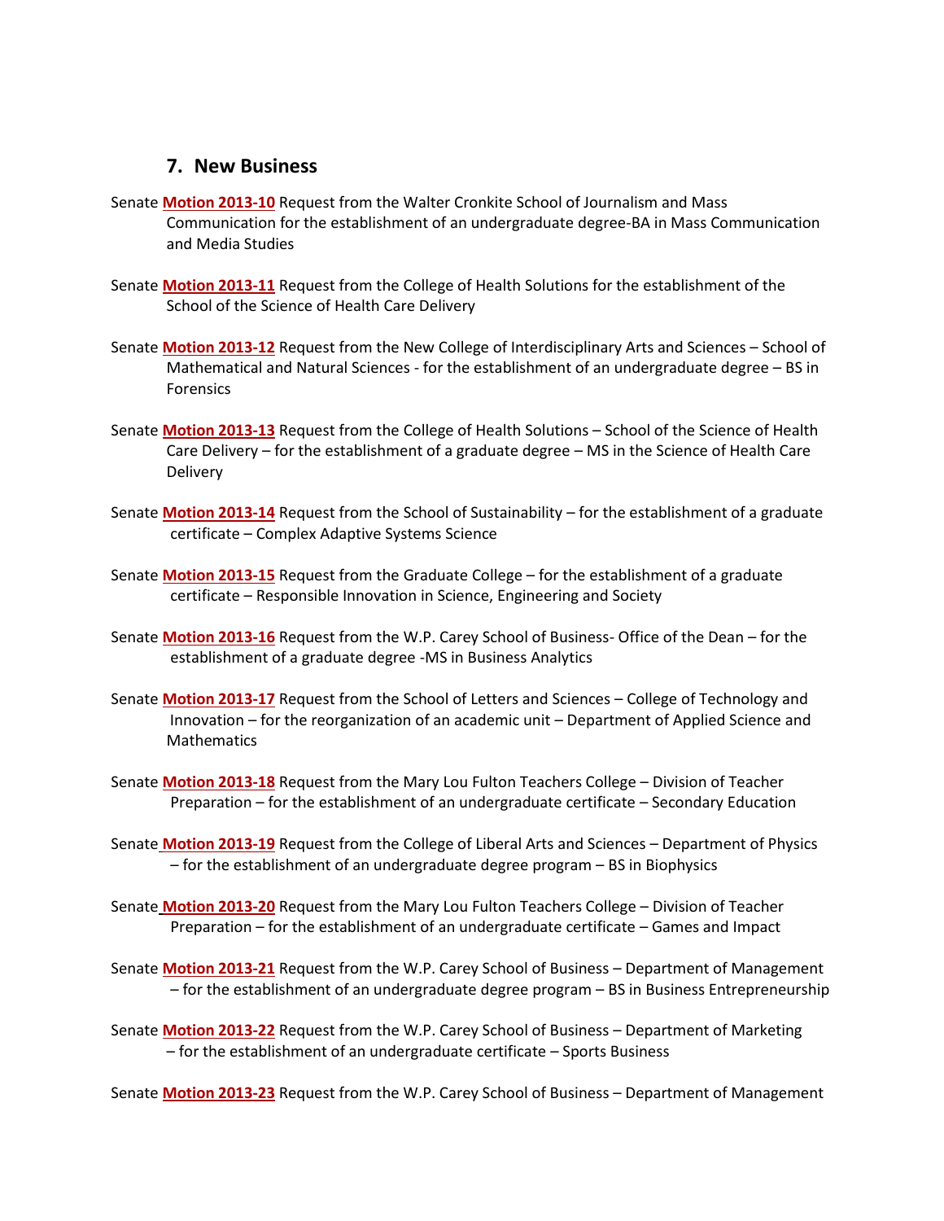## 7. New Business

Senate **Motion 2013-10** Request from the Walter Cronkite School of Journalism and Mass Communication for the establishment of an undergraduate degree-BA in Mass Communication and Media Studies

Senate **Motion 2013-11** Request from the College of Health Solutions for the establishment of the School of the Science of Health Care Delivery

Senate **Motion 2013-12** Request from the New College of Interdisciplinary Arts and Sciences – School of Mathematical and Natural Sciences - for the establishment of an undergraduate degree – BS in Forensics

Senate **Motion 2013-13** Request from the College of Health Solutions – School of the Science of Health Care Delivery – for the establishment of a graduate degree – MS in the Science of Health Care Delivery

Senate **Motion 2013-14** Request from the School of Sustainability – for the establishment of a graduate certificate – Complex Adaptive Systems Science

Senate **Motion 2013-15** Request from the Graduate College – for the establishment of a graduate certificate – Responsible Innovation in Science, Engineering and Society

Senate **Motion 2013-16** Request from the W.P. Carey School of Business- Office of the Dean – for the establishment of a graduate degree -MS in Business Analytics

Senate **Motion 2013-17** Request from the School of Letters and Sciences – College of Technology and Innovation – for the reorganization of an academic unit – Department of Applied Science and Mathematics

Senate **Motion 2013-18** Request from the Mary Lou Fulton Teachers College – Division of Teacher Preparation – for the establishment of an undergraduate certificate – Secondary Education

Senate **Motion 2013-19** Request from the College of Liberal Arts and Sciences – Department of Physics – for the establishment of an undergraduate degree program – BS in Biophysics

Senate **Motion 2013-20** Request from the Mary Lou Fulton Teachers College – Division of Teacher Preparation – for the establishment of an undergraduate certificate – Games and Impact

Senate **Motion 2013-21** Request from the W.P. Carey School of Business – Department of Management – for the establishment of an undergraduate degree program – BS in Business Entrepreneurship

Senate **Motion 2013-22** Request from the W.P. Carey School of Business – Department of Marketing – for the establishment of an undergraduate certificate – Sports Business

Senate **Motion 2013-23** Request from the W.P. Carey School of Business – Department of Management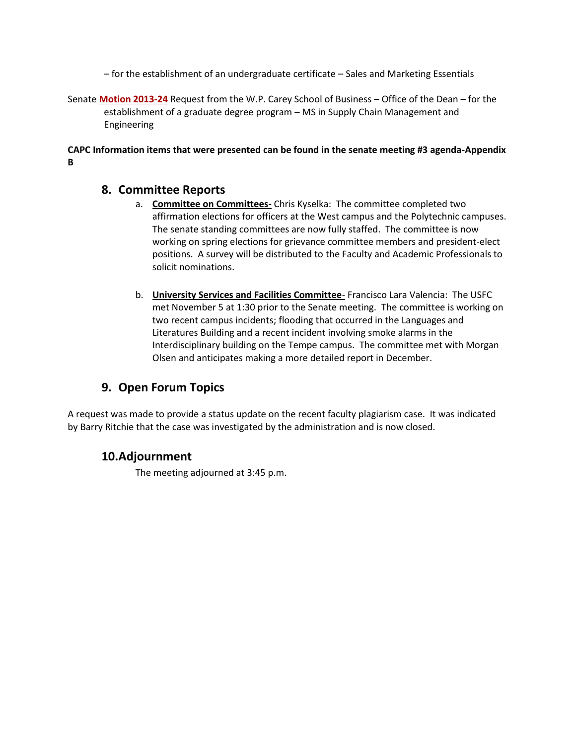– for the establishment of an undergraduate certificate – Sales and Marketing Essentials

Senate **Motion 2013-24** Request from the W.P. Carey School of Business – Office of the Dean – for the establishment of a graduate degree program – MS in Supply Chain Management and Engineering

**CAPC Information items that were presented can be found in the senate meeting #3 agenda-Appendix B**

## 8. Committee Reports

a. **Committee on Committees-** Chris Kyselka: The committee completed two affirmation elections for officers at the West campus and the Polytechnic campuses. The senate standing committees are now fully staffed. The committee is now working on spring elections for grievance committee members and president-elect positions. A survey will be distributed to the Faculty and Academic Professionals to solicit nominations.

b. **University Services and Facilities Committee**- Francisco Lara Valencia: The USFC met November 5 at 1:30 prior to the Senate meeting. The committee is working on two recent campus incidents; flooding that occurred in the Languages and Literatures Building and a recent incident involving smoke alarms in the Interdisciplinary building on the Tempe campus. The committee met with Morgan Olsen and anticipates making a more detailed report in December.

## 9. Open Forum Topics

A request was made to provide a status update on the recent faculty plagiarism case. It was indicated by Barry Ritchie that the case was investigated by the administration and is now closed.

## 10. Adjournment

The meeting adjourned at 3:45 p.m.